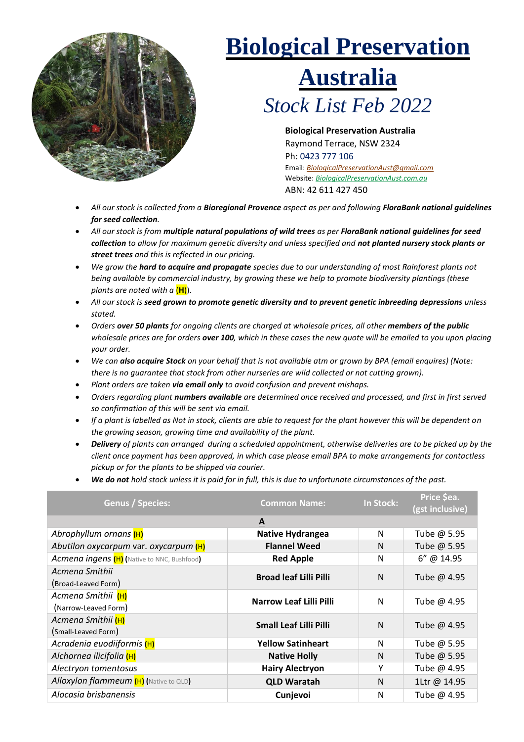# Biological Preservation Australia

## *Stock List Feb 2022*

**Biological Preservation Australia**
Raymond Terrace, NSW 2324
Ph: 0423 777 106
Email: *BiologicalPreservationAust@gmail.com*
Website: *BiologicalPreservationAust.com.au*
ABN: 42 611 427 450

- *All our stock is collected from a **Bioregional Provence** aspect as per and following **FloraBank national guidelines for seed collection**.*
- *All our stock is from **multiple natural populations of wild trees** as per **FloraBank national guidelines for seed collection** to allow for maximum genetic diversity and unless specified and **not planted nursery stock plants or street trees** and this is reflected in our pricing.*
- *We grow the **hard to acquire and propagate** species due to our understanding of most Rainforest plants not being available by commercial industry, by growing these we help to promote biodiversity plantings (these plants are noted with a* **(H)**).
- *All our stock is **seed grown to promote genetic diversity and to prevent genetic inbreeding depressions** unless stated.*
- *Orders **over 50 plants** for ongoing clients are charged at wholesale prices, all other **members of the public** wholesale prices are for orders **over 100**, which in these cases the new quote will be emailed to you upon placing your order.*
- *We can **also acquire Stock** on your behalf that is not available atm or grown by BPA (email enquires) (Note: there is no guarantee that stock from other nurseries are wild collected or not cutting grown).*
- *Plant orders are taken **via email only** to avoid confusion and prevent mishaps.*
- *Orders regarding plant **numbers available** are determined once received and processed, and first in first served so confirmation of this will be sent via email.*
- *If a plant is labelled as Not in stock, clients are able to request for the plant however this will be dependent on the growing season, growing time and availability of the plant.*
- ***Delivery** of plants can arranged during a scheduled appointment, otherwise deliveries are to be picked up by the client once payment has been approved, in which case please email BPA to make arrangements for contactless pickup or for the plants to be shipped via courier.*
- ***We do not** hold stock unless it is paid for in full, this is due to unfortunate circumstances of the past.*

| Genus / Species: | Common Name: | In Stock: | Price $ea. (gst inclusive) |
|---|---|---|---|
| | **A** | | |
| *Abrophyllum ornans* **(H)** | **Native Hydrangea** | N | Tube @ 5.95 |
| *Abutilon oxycarpum* var. *oxycarpum* **(H)** | **Flannel Weed** | N | Tube @ 5.95 |
| *Acmena ingens* **(H)** (Native to NNC, Bushfood) | **Red Apple** | N | 6" @ 14.95 |
| *Acmena Smithii* (Broad-Leaved Form) | **Broad leaf Lilli Pilli** | N | Tube @ 4.95 |
| *Acmena Smithii* **(H)** (Narrow-Leaved Form) | **Narrow Leaf Lilli Pilli** | N | Tube @ 4.95 |
| *Acmena Smithii* **(H)** (Small-Leaved Form) | **Small Leaf Lilli Pilli** | N | Tube @ 4.95 |
| *Acradenia euodiiformis* **(H)** | **Yellow Satinheart** | N | Tube @ 5.95 |
| *Alchornea ilicifolia* **(H)** | **Native Holly** | N | Tube @ 5.95 |
| *Alectryon tomentosus* | **Hairy Alectryon** | Y | Tube @ 4.95 |
| *Alloxylon flammeum* **(H)** (Native to QLD) | **QLD Waratah** | N | 1Ltr @ 14.95 |
| *Alocasia brisbanensis* | **Cunjevoi** | N | Tube @ 4.95 |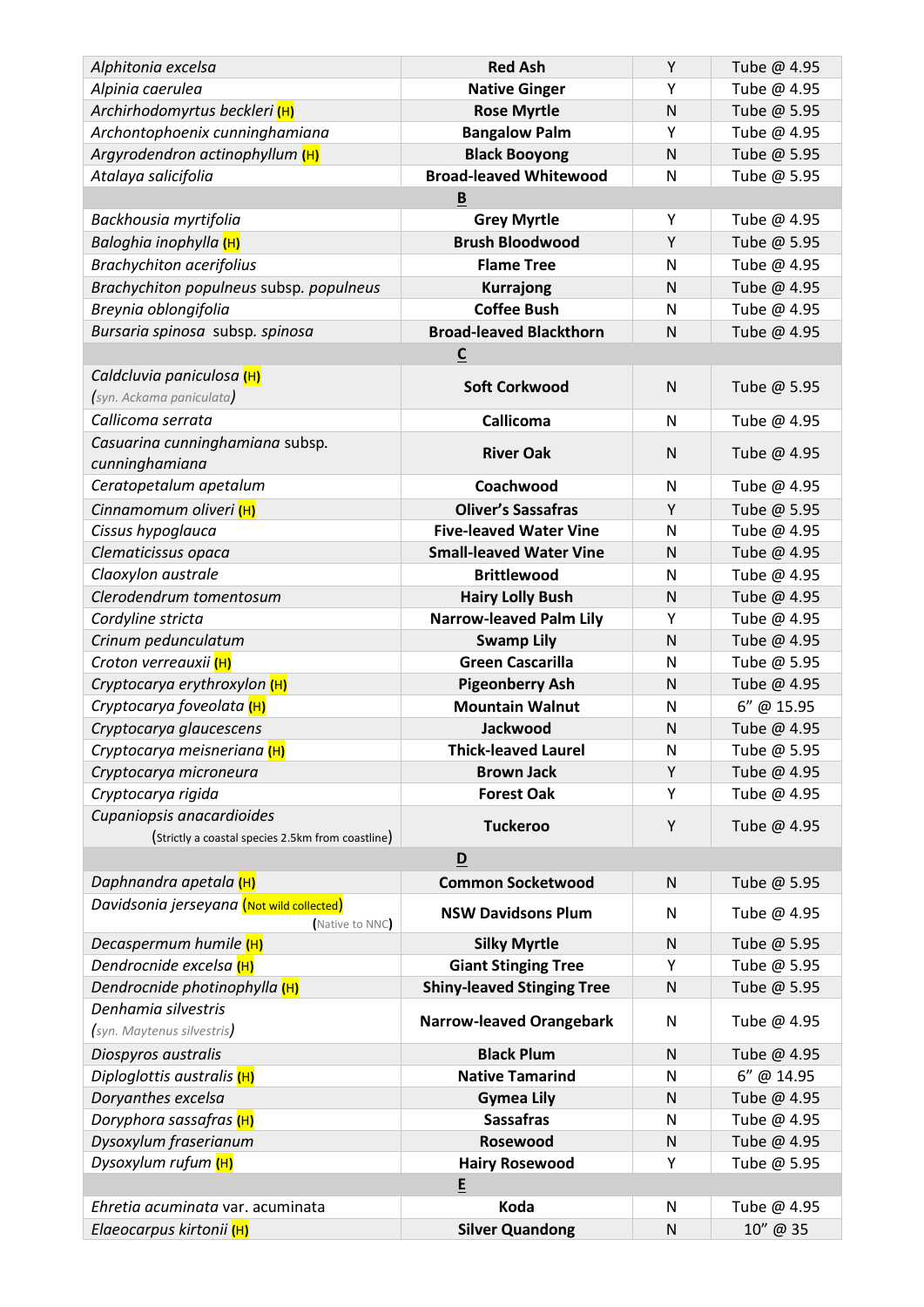| | | | |
|---|---|---|---|
| *Alphitonia excelsa* | **Red Ash** | Y | Tube @ 4.95 |
| *Alpinia caerulea* | **Native Ginger** | Y | Tube @ 4.95 |
| *Archirhodomyrtus beckleri* (H) | **Rose Myrtle** | N | Tube @ 5.95 |
| *Archontophoenix cunninghamiana* | **Bangalow Palm** | Y | Tube @ 4.95 |
| *Argyrodendron actinophyllum* (H) | **Black Booyong** | N | Tube @ 5.95 |
| *Atalaya salicifolia* | **Broad-leaved Whitewood** | N | Tube @ 5.95 |
| | **B** | | |
| *Backhousia myrtifolia* | **Grey Myrtle** | Y | Tube @ 4.95 |
| *Baloghia inophylla* (H) | **Brush Bloodwood** | Y | Tube @ 5.95 |
| *Brachychiton acerifolius* | **Flame Tree** | N | Tube @ 4.95 |
| *Brachychiton populneus* subsp. *populneus* | **Kurrajong** | N | Tube @ 4.95 |
| *Breynia oblongifolia* | **Coffee Bush** | N | Tube @ 4.95 |
| *Bursaria spinosa* subsp. *spinosa* | **Broad-leaved Blackthorn** | N | Tube @ 4.95 |
| | **C** | | |
| *Caldcluvia paniculosa* (H) (*syn. Ackama paniculata*) | **Soft Corkwood** | N | Tube @ 5.95 |
| *Callicoma serrata* | **Callicoma** | N | Tube @ 4.95 |
| *Casuarina cunninghamiana* subsp. *cunninghamiana* | **River Oak** | N | Tube @ 4.95 |
| *Ceratopetalum apetalum* | **Coachwood** | N | Tube @ 4.95 |
| *Cinnamomum oliveri* (H) | **Oliver's Sassafras** | Y | Tube @ 5.95 |
| *Cissus hypoglauca* | **Five-leaved Water Vine** | N | Tube @ 4.95 |
| *Clematicissus opaca* | **Small-leaved Water Vine** | N | Tube @ 4.95 |
| *Claoxylon australe* | **Brittlewood** | N | Tube @ 4.95 |
| *Clerodendrum tomentosum* | **Hairy Lolly Bush** | N | Tube @ 4.95 |
| *Cordyline stricta* | **Narrow-leaved Palm Lily** | Y | Tube @ 4.95 |
| *Crinum pedunculatum* | **Swamp Lily** | N | Tube @ 4.95 |
| *Croton verreauxii* (H) | **Green Cascarilla** | N | Tube @ 5.95 |
| *Cryptocarya erythroxylon* (H) | **Pigeonberry Ash** | N | Tube @ 4.95 |
| *Cryptocarya foveolata* (H) | **Mountain Walnut** | N | 6" @ 15.95 |
| *Cryptocarya glaucescens* | **Jackwood** | N | Tube @ 4.95 |
| *Cryptocarya meisneriana* (H) | **Thick-leaved Laurel** | N | Tube @ 5.95 |
| *Cryptocarya microneura* | **Brown Jack** | Y | Tube @ 4.95 |
| *Cryptocarya rigida* | **Forest Oak** | Y | Tube @ 4.95 |
| *Cupaniopsis anacardioides* (Strictly a coastal species 2.5km from coastline) | **Tuckeroo** | Y | Tube @ 4.95 |
| | **D** | | |
| *Daphnandra apetala* (H) | **Common Socketwood** | N | Tube @ 5.95 |
| *Davidsonia jerseyana* (Not wild collected) (Native to NNC) | **NSW Davidsons Plum** | N | Tube @ 4.95 |
| *Decaspermum humile* (H) | **Silky Myrtle** | N | Tube @ 5.95 |
| *Dendrocnide excelsa* (H) | **Giant Stinging Tree** | Y | Tube @ 5.95 |
| *Dendrocnide photinophylla* (H) | **Shiny-leaved Stinging Tree** | N | Tube @ 5.95 |
| *Denhamia silvestris* (*syn. Maytenus silvestris*) | **Narrow-leaved Orangebark** | N | Tube @ 4.95 |
| *Diospyros australis* | **Black Plum** | N | Tube @ 4.95 |
| *Diploglottis australis* (H) | **Native Tamarind** | N | 6" @ 14.95 |
| *Doryanthes excelsa* | **Gymea Lily** | N | Tube @ 4.95 |
| *Doryphora sassafras* (H) | **Sassafras** | N | Tube @ 4.95 |
| *Dysoxylum fraserianum* | **Rosewood** | N | Tube @ 4.95 |
| *Dysoxylum rufum* (H) | **Hairy Rosewood** | Y | Tube @ 5.95 |
| | **E** | | |
| *Ehretia acuminata* var. acuminata | **Koda** | N | Tube @ 4.95 |
| *Elaeocarpus kirtonii* (H) | **Silver Quandong** | N | 10" @ 35 |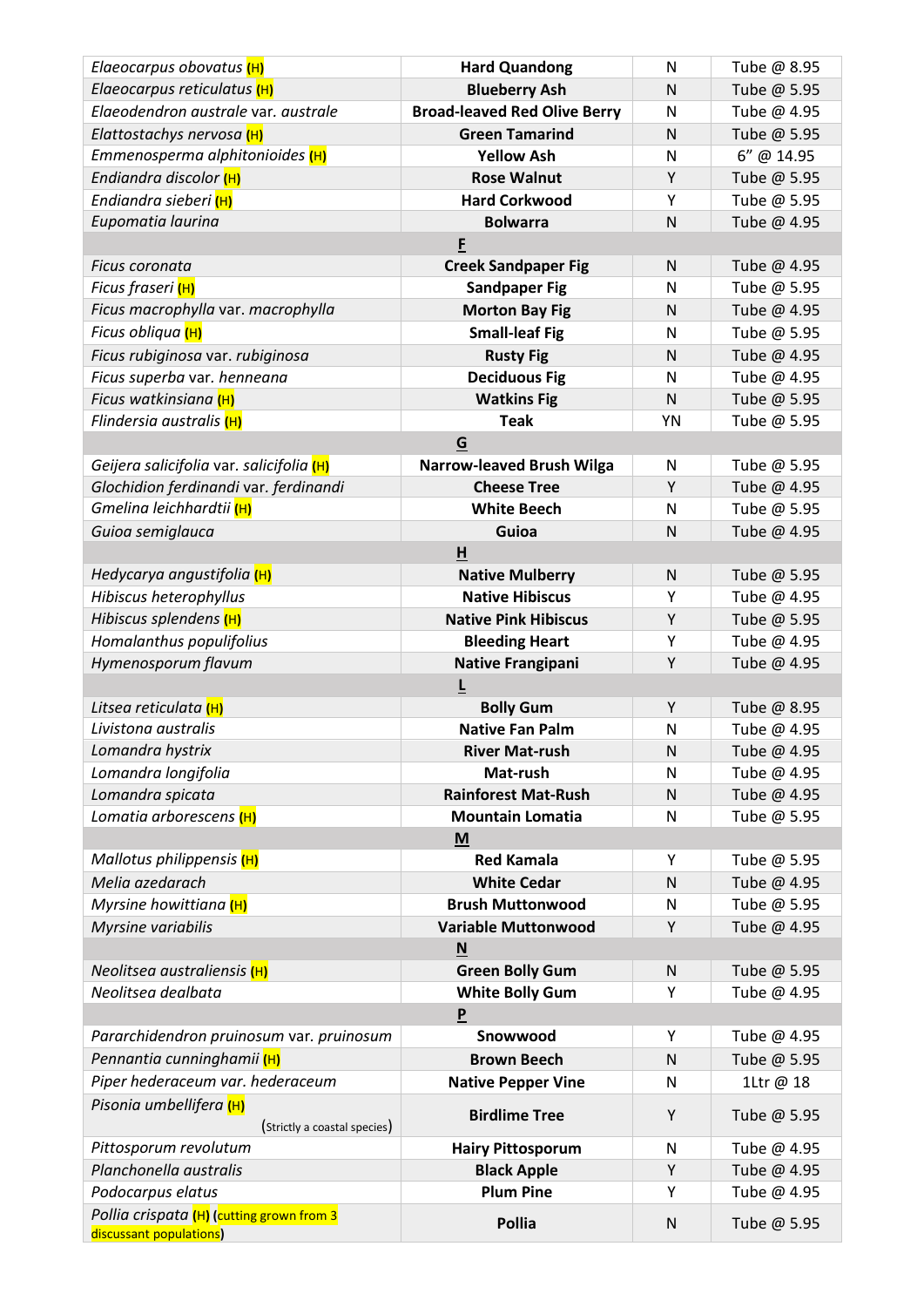| | | | |
|---|---|---|---|
| *Elaeocarpus obovatus* **(H)** | **Hard Quandong** | N | Tube @ 8.95 |
| *Elaeocarpus reticulatus* **(H)** | **Blueberry Ash** | N | Tube @ 5.95 |
| *Elaeodendron australe* var. *australe* | **Broad-leaved Red Olive Berry** | N | Tube @ 4.95 |
| *Elattostachys nervosa* **(H)** | **Green Tamarind** | N | Tube @ 5.95 |
| *Emmenosperma alphitonioides* **(H)** | **Yellow Ash** | N | 6" @ 14.95 |
| *Endiandra discolor* **(H)** | **Rose Walnut** | Y | Tube @ 5.95 |
| *Endiandra sieberi* **(H)** | **Hard Corkwood** | Y | Tube @ 5.95 |
| *Eupomatia laurina* | **Bolwarra** | N | Tube @ 4.95 |
| | **F** | | |
| *Ficus coronata* | **Creek Sandpaper Fig** | N | Tube @ 4.95 |
| *Ficus fraseri* **(H)** | **Sandpaper Fig** | N | Tube @ 5.95 |
| *Ficus macrophylla* var. *macrophylla* | **Morton Bay Fig** | N | Tube @ 4.95 |
| *Ficus obliqua* **(H)** | **Small-leaf Fig** | N | Tube @ 5.95 |
| *Ficus rubiginosa* var. *rubiginosa* | **Rusty Fig** | N | Tube @ 4.95 |
| *Ficus superba* var. *henneana* | **Deciduous Fig** | N | Tube @ 4.95 |
| *Ficus watkinsiana* **(H)** | **Watkins Fig** | N | Tube @ 5.95 |
| *Flindersia australis* **(H)** | **Teak** | YN | Tube @ 5.95 |
| | **G** | | |
| *Geijera salicifolia* var. *salicifolia* **(H)** | **Narrow-leaved Brush Wilga** | N | Tube @ 5.95 |
| *Glochidion ferdinandi* var. *ferdinandi* | **Cheese Tree** | Y | Tube @ 4.95 |
| *Gmelina leichhardtii* **(H)** | **White Beech** | N | Tube @ 5.95 |
| *Guioa semiglauca* | **Guioa** | N | Tube @ 4.95 |
| | **H** | | |
| *Hedycarya angustifolia* **(H)** | **Native Mulberry** | N | Tube @ 5.95 |
| *Hibiscus heterophyllus* | **Native Hibiscus** | Y | Tube @ 4.95 |
| *Hibiscus splendens* **(H)** | **Native Pink Hibiscus** | Y | Tube @ 5.95 |
| *Homalanthus populifolius* | **Bleeding Heart** | Y | Tube @ 4.95 |
| *Hymenosporum flavum* | **Native Frangipani** | Y | Tube @ 4.95 |
| | **L** | | |
| *Litsea reticulata* **(H)** | **Bolly Gum** | Y | Tube @ 8.95 |
| *Livistona australis* | **Native Fan Palm** | N | Tube @ 4.95 |
| *Lomandra hystrix* | **River Mat-rush** | N | Tube @ 4.95 |
| *Lomandra longifolia* | **Mat-rush** | N | Tube @ 4.95 |
| *Lomandra spicata* | **Rainforest Mat-Rush** | N | Tube @ 4.95 |
| *Lomatia arborescens* **(H)** | **Mountain Lomatia** | N | Tube @ 5.95 |
| | **M** | | |
| *Mallotus philippensis* **(H)** | **Red Kamala** | Y | Tube @ 5.95 |
| *Melia azedarach* | **White Cedar** | N | Tube @ 4.95 |
| *Myrsine howittiana* **(H)** | **Brush Muttonwood** | N | Tube @ 5.95 |
| *Myrsine variabilis* | **Variable Muttonwood** | Y | Tube @ 4.95 |
| | **N** | | |
| *Neolitsea australiensis* **(H)** | **Green Bolly Gum** | N | Tube @ 5.95 |
| *Neolitsea dealbata* | **White Bolly Gum** | Y | Tube @ 4.95 |
| | **P** | | |
| *Pararchidendron pruinosum* var. *pruinosum* | **Snowwood** | Y | Tube @ 4.95 |
| *Pennantia cunninghamii* **(H)** | **Brown Beech** | N | Tube @ 5.95 |
| *Piper hederaceum* var. *hederaceum* | **Native Pepper Vine** | N | 1Ltr @ 18 |
| *Pisonia umbellifera* **(H)** (Strictly a coastal species) | **Birdlime Tree** | Y | Tube @ 5.95 |
| *Pittosporum revolutum* | **Hairy Pittosporum** | N | Tube @ 4.95 |
| *Planchonella australis* | **Black Apple** | Y | Tube @ 4.95 |
| *Podocarpus elatus* | **Plum Pine** | Y | Tube @ 4.95 |
| *Pollia crispata* **(H)** **(**cutting grown from 3 discussant populations**)** | **Pollia** | N | Tube @ 5.95 |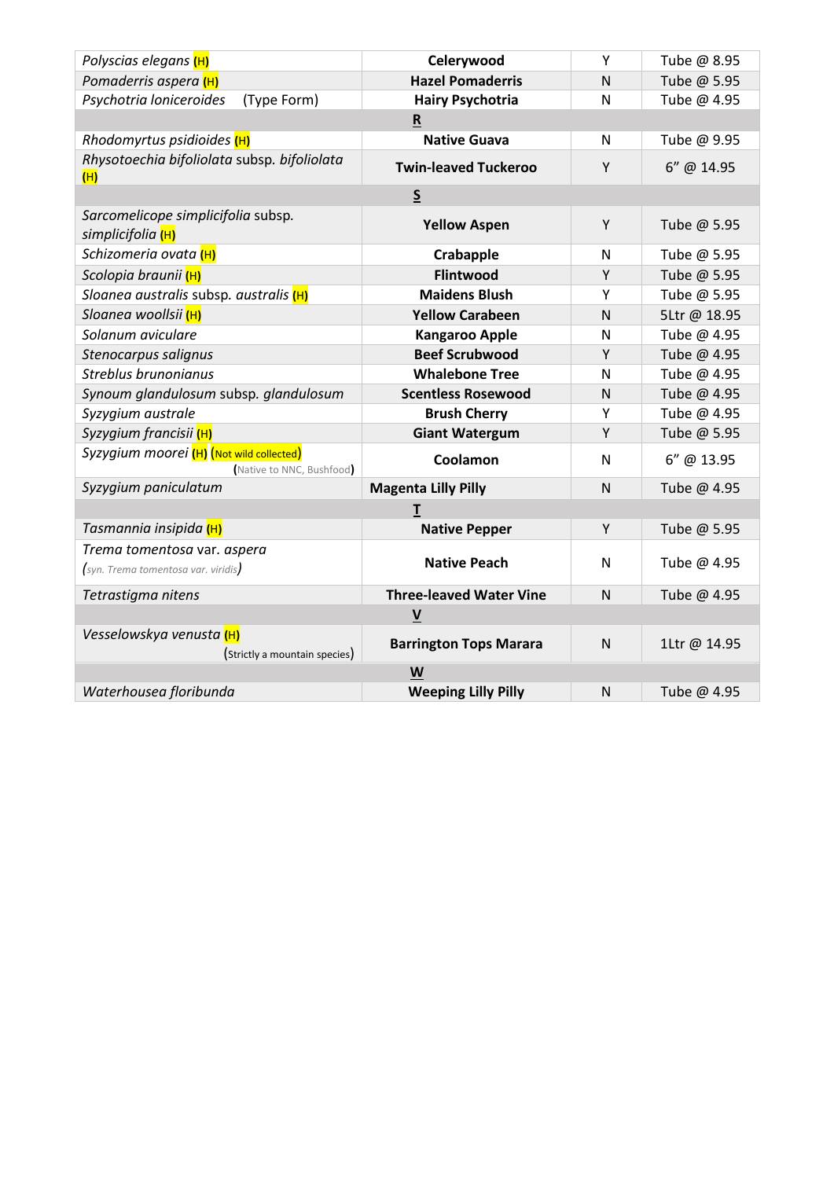| | | | |
|---|---|---|---|
| *Polyscias elegans* **(H)** | **Celerywood** | Y | Tube @ 8.95 |
| *Pomaderris aspera* **(H)** | **Hazel Pomaderris** | N | Tube @ 5.95 |
| *Psychotria loniceroides* (Type Form) | **Hairy Psychotria** | N | Tube @ 4.95 |
| | **R** | | |
| *Rhodomyrtus psidioides* **(H)** | **Native Guava** | N | Tube @ 9.95 |
| *Rhysotoechia bifoliolata* subsp. *bifoliolata* **(H)** | **Twin-leaved Tuckeroo** | Y | 6" @ 14.95 |
| | **S** | | |
| *Sarcomelicope simplicifolia* subsp. *simplicifolia* **(H)** | **Yellow Aspen** | Y | Tube @ 5.95 |
| *Schizomeria ovata* **(H)** | **Crabapple** | N | Tube @ 5.95 |
| *Scolopia braunii* **(H)** | **Flintwood** | Y | Tube @ 5.95 |
| *Sloanea australis* subsp. *australis* **(H)** | **Maidens Blush** | Y | Tube @ 5.95 |
| *Sloanea woollsii* **(H)** | **Yellow Carabeen** | N | 5Ltr @ 18.95 |
| *Solanum aviculare* | **Kangaroo Apple** | N | Tube @ 4.95 |
| *Stenocarpus salignus* | **Beef Scrubwood** | Y | Tube @ 4.95 |
| *Streblus brunonianus* | **Whalebone Tree** | N | Tube @ 4.95 |
| *Synoum glandulosum* subsp. *glandulosum* | **Scentless Rosewood** | N | Tube @ 4.95 |
| *Syzygium australe* | **Brush Cherry** | Y | Tube @ 4.95 |
| *Syzygium francisii* **(H)** | **Giant Watergum** | Y | Tube @ 5.95 |
| *Syzygium moorei* **(H)** (Not wild collected) (Native to NNC, Bushfood) | **Coolamon** | N | 6" @ 13.95 |
| *Syzygium paniculatum* | **Magenta Lilly Pilly** | N | Tube @ 4.95 |
| | **T** | | |
| *Tasmannia insipida* **(H)** | **Native Pepper** | Y | Tube @ 5.95 |
| *Trema tomentosa* var. *aspera* (*syn. Trema tomentosa var. viridis*) | **Native Peach** | N | Tube @ 4.95 |
| *Tetrastigma nitens* | **Three-leaved Water Vine** | N | Tube @ 4.95 |
| | **V** | | |
| *Vesselowskya venusta* **(H)** (Strictly a mountain species) | **Barrington Tops Marara** | N | 1Ltr @ 14.95 |
| | **W** | | |
| *Waterhousea floribunda* | **Weeping Lilly Pilly** | N | Tube @ 4.95 |